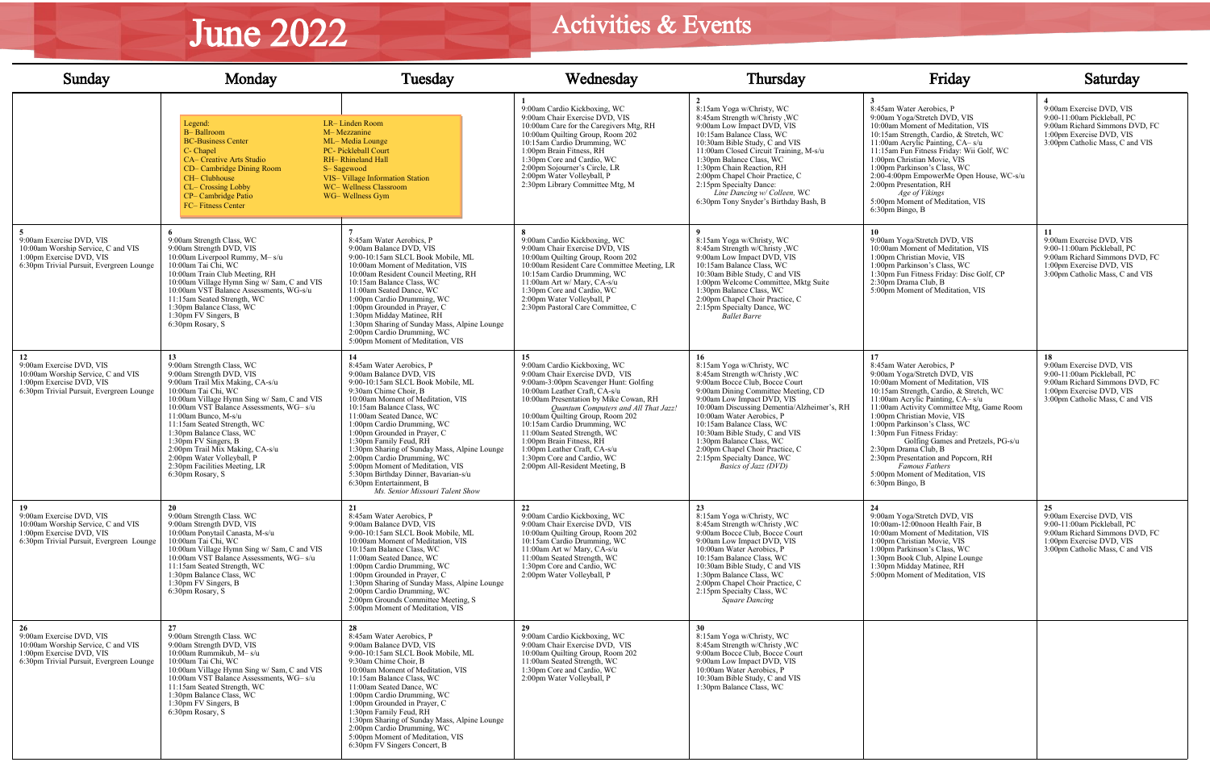# June 2022

## Activities & Events

| Sunday | Monday | Tuesday | Wednesday | Thursday | Friday | Saturday |
|---|---|---|---|---|---|---|
| | Legend:<br>B– Ballroom<br>BC-Business Center<br>C- Chapel<br>CA– Creative Arts Studio<br>CD– Cambridge Dining Room<br>CH– Clubhouse<br>CL– Crossing Lobby<br>CP– Cambridge Patio<br>FC– Fitness Center | LR– Linden Room<br>M– Mezzanine<br>ML– Media Lounge<br>PC- Pickleball Court<br>RH– Rhineland Hall<br>S– Sagewood<br>VIS– Village Information Station<br>WC– Wellness Classroom<br>WG– Wellness Gym | **1**<br>9:00am Cardio Kickboxing, WC<br>9:00am Chair Exercise DVD, VIS<br>10:00am Care for the Caregivers Mtg, RH<br>10:00am Quilting Group, Room 202<br>10:15am Cardio Drumming, WC<br>1:00pm Brain Fitness, RH<br>1:30pm Core and Cardio, WC<br>2:00pm Sojourner's Circle, LR<br>2:00pm Water Volleyball, P<br>2:30pm Library Committee Mtg, M | **2**<br>8:15am Yoga w/Christy, WC<br>8:45am Strength w/Christy ,WC<br>9:00am Low Impact DVD, VIS<br>10:15am Balance Class, WC<br>10:30am Bible Study, C and VIS<br>11:00am Closed Circuit Training, M-s/u<br>1:30pm Balance Class, WC<br>1:30pm Chain Reaction, RH<br>2:00pm Chapel Choir Practice, C<br>2:15pm Specialty Dance:<br>*Line Dancing w/ Colleen,* WC<br>6:30pm Tony Snyder's Birthday Bash, B | **3**<br>8:45am Water Aerobics, P<br>9:00am Yoga/Stretch DVD, VIS<br>10:00am Moment of Meditation, VIS<br>10:15am Strength, Cardio, & Stretch, WC<br>11:00am Acrylic Painting, CA– s/u<br>11:15am Fun Fitness Friday: Wii Golf, WC<br>1:00pm Christian Movie, VIS<br>1:00pm Parkinson's Class, WC<br>2:00-4:00pm EmpowerMe Open House, WC-s/u<br>2:00pm Presentation, RH<br>*Age of Vikings*<br>5:00pm Moment of Meditation, VIS<br>6:30pm Bingo, B | **4**<br>9:00am Exercise DVD, VIS<br>9:00-11:00am Pickleball, PC<br>9:00am Richard Simmons DVD, FC<br>1:00pm Exercise DVD, VIS<br>3:00pm Catholic Mass, C and VIS |
| **5**<br>9:00am Exercise DVD, VIS<br>10:00am Worship Service, C and VIS<br>1:00pm Exercise DVD, VIS<br>6:30pm Trivial Pursuit, Evergreen Lounge | **6**<br>9:00am Strength Class, WC<br>9:00am Strength DVD, VIS<br>10:00am Liverpool Rummy, M– s/u<br>10:00am Tai Chi, WC<br>10:00am Train Club Meeting, RH<br>10:00am Village Hymn Sing w/ Sam, C and VIS<br>10:00am VST Balance Assessments, WG-s/u<br>11:15am Seated Strength, WC<br>1:30pm Balance Class, WC<br>1:30pm FV Singers, B<br>6:30pm Rosary, S | **7**<br>8:45am Water Aerobics, P<br>9:00am Balance DVD, VIS<br>9:00-10:15am SLCL Book Mobile, ML<br>10:00am Moment of Meditation, VIS<br>10:00am Resident Council Meeting, RH<br>10:15am Balance Class, WC<br>11:00am Seated Dance, WC<br>1:00pm Cardio Drumming, WC<br>1:00pm Grounded in Prayer, C<br>1:30pm Midday Matinee, RH<br>1:30pm Sharing of Sunday Mass, Alpine Lounge<br>2:00pm Cardio Drumming, WC<br>5:00pm Moment of Meditation, VIS | **8**<br>9:00am Cardio Kickboxing, WC<br>9:00am Chair Exercise DVD, VIS<br>10:00am Resident Care Committee Meeting, LR<br>10:15am Cardio Drumming, WC<br>11:00am Art w/ Mary, CA-s/u<br>1:30pm Core and Cardio, WC<br>2:00pm Water Volleyball, P<br>2:30pm Pastoral Care Committee, C | **9**<br>8:15am Yoga w/Christy, WC<br>8:45am Strength w/Christy ,WC<br>9:00am Low Impact DVD, VIS<br>10:15am Balance Class, WC<br>10:30am Bible Study, C and VIS<br>1:00pm Welcome Committee, Mktg Suite<br>1:30pm Balance Class, WC<br>2:00pm Chapel Choir Practice, C<br>2:15pm Specialty Dance, WC<br>*Ballet Barre* | **10**<br>9:00am Yoga/Stretch DVD, VIS<br>10:00am Moment of Meditation, VIS<br>1:00pm Christian Movie, VIS<br>1:00pm Parkinson's Class, WC<br>1:30pm Fun Fitness Friday: Disc Golf, CP<br>2:30pm Drama Club, B<br>5:00pm Moment of Meditation, VIS | **11**<br>9:00am Exercise DVD, VIS<br>9:00-11:00am Pickleball, PC<br>9:00am Richard Simmons DVD, FC<br>1:00pm Exercise DVD, VIS<br>3:00pm Catholic Mass, C and VIS |
| **12**<br>9:00am Exercise DVD, VIS<br>10:00am Worship Service, C and VIS<br>1:00pm Exercise DVD, VIS<br>6:30pm Trivial Pursuit, Evergreen Lounge | **13**<br>9:00am Strength Class, WC<br>9:00am Strength DVD, VIS<br>9:00am Trail Mix Making, CA-s/u<br>10:00am Tai Chi, WC<br>10:00am Village Hymn Sing w/ Sam, C and VIS<br>10:00am VST Balance Assessments, WG– s/u<br>11:00am Bunco, M-s/u<br>11:15am Seated Strength, WC<br>1:30pm Balance Class, WC<br>1:30pm FV Singers, B<br>2:00pm Trail Mix Making, CA-s/u<br>2:00pm Water Volleyball, P<br>2:30pm Facilities Meeting, LR<br>6:30pm Rosary, S | **14**<br>8:45am Water Aerobics, P<br>9:00am Balance DVD, VIS<br>9:00-10:15am SLCL Book Mobile, ML<br>9:30am Chime Choir, B<br>10:00am Moment of Meditation, VIS<br>10:15am Balance Class, WC<br>11:00am Seated Dance, WC<br>1:00pm Cardio Drumming, WC<br>1:00pm Grounded in Prayer, C<br>1:30pm Family Feud, RH<br>1:30pm Sharing of Sunday Mass, Alpine Lounge<br>2:00pm Cardio Drumming, WC<br>5:00pm Moment of Meditation, VIS<br>5:30pm Birthday Dinner, Bavarian-s/u<br>6:30pm Entertainment, B<br>*Ms. Senior Missouri Talent Show* | **15**<br>9:00am Cardio Kickboxing, WC<br>9:00am Chair Exercise DVD, VIS<br>9:00am-3:00pm Scavenger Hunt: Golfing<br>10:00am Leather Craft, CA-s/u<br>10:00am Presentation by Mike Cowan, RH<br>*Quantum Computers and All That Jazz!*<br>10:00am Quilting Group, Room 202<br>10:15am Cardio Drumming, WC<br>11:00am Seated Strength, WC<br>1:00pm Brain Fitness, RH<br>1:00pm Leather Craft, CA-s/u<br>1:30pm Core and Cardio, WC<br>2:00pm All-Resident Meeting, B | **16**<br>8:15am Yoga w/Christy, WC<br>8:45am Strength w/Christy ,WC<br>9:00am Bocce Club, Bocce Court<br>9:00am Dining Committee Meeting, CD<br>9:00am Low Impact DVD, VIS<br>10:00am Discussing Dementia/Alzheimer's, RH<br>10:00am Water Aerobics, P<br>10:15am Balance Class, WC<br>10:30am Bible Study, C and VIS<br>1:30pm Balance Class, WC<br>2:00pm Chapel Choir Practice, C<br>2:15pm Specialty Dance, WC<br>*Basics of Jazz (DVD)* | **17**<br>8:45am Water Aerobics, P<br>9:00am Yoga/Stretch DVD, VIS<br>10:00am Moment of Meditation, VIS<br>10:15am Strength, Cardio, & Stretch, WC<br>11:00am Acrylic Painting, CA– s/u<br>11:00am Activity Committee Mtg, Game Room<br>1:00pm Christian Movie, VIS<br>1:00pm Parkinson's Class, WC<br>1:30pm Fun Fitness Friday:<br>Golfing Games and Pretzels, PG-s/u<br>2:30pm Drama Club, B<br>2:30pm Presentation and Popcorn, RH<br>*Famous Fathers*<br>5:00pm Moment of Meditation, VIS<br>6:30pm Bingo, B | **18**<br>9:00am Exercise DVD, VIS<br>9:00-11:00am Pickleball, PC<br>9:00am Richard Simmons DVD, FC<br>1:00pm Exercise DVD, VIS<br>3:00pm Catholic Mass, C and VIS |
| **19**<br>9:00am Exercise DVD, VIS<br>10:00am Worship Service, C and VIS<br>1:00pm Exercise DVD, VIS<br>6:30pm Trivial Pursuit, Evergreen Lounge | **20**<br>9:00am Strength Class. WC<br>9:00am Strength DVD, VIS<br>10:00am Ponytail Canasta, M-s/u<br>10:00am Tai Chi, WC<br>10:00am Village Hymn Sing w/ Sam, C and VIS<br>10:00am VST Balance Assessments, WG– s/u<br>11:15am Seated Strength, WC<br>1:30pm Balance Class, WC<br>1:30pm FV Singers, B<br>6:30pm Rosary, S | **21**<br>8:45am Water Aerobics, P<br>9:00am Balance DVD, VIS<br>9:00-10:15am SLCL Book Mobile, ML<br>10:00am Moment of Meditation, VIS<br>10:15am Balance Class, WC<br>11:00am Seated Dance, WC<br>1:00pm Cardio Drumming, WC<br>1:00pm Grounded in Prayer, C<br>1:30pm Sharing of Sunday Mass, Alpine Lounge<br>2:00pm Cardio Drumming, WC<br>2:00pm Grounds Committee Meeting, S<br>5:00pm Moment of Meditation, VIS | **22**<br>9:00am Cardio Kickboxing, WC<br>9:00am Chair Exercise DVD, VIS<br>10:00am Quilting Group, Room 202<br>10:15am Cardio Drumming, WC<br>11:00am Art w/ Mary, CA-s/u<br>11:00am Seated Strength, WC<br>1:30pm Core and Cardio, WC<br>2:00pm Water Volleyball, P | **23**<br>8:15am Yoga w/Christy, WC<br>8:45am Strength w/Christy ,WC<br>9:00am Bocce Club, Bocce Court<br>9:00am Low Impact DVD, VIS<br>10:00am Water Aerobics, P<br>10:15am Balance Class, WC<br>10:30am Bible Study, C and VIS<br>1:30pm Balance Class, WC<br>2:00pm Chapel Choir Practice, C<br>2:15pm Specialty Class, WC<br>*Square Dancing* | **24**<br>9:00am Yoga/Stretch DVD, VIS<br>10:00am-12:00noon Health Fair, B<br>10:00am Moment of Meditation, VIS<br>1:00pm Christian Movie, VIS<br>1:00pm Parkinson's Class, WC<br>1:30pm Book Club, Alpine Lounge<br>1:30pm Midday Matinee, RH<br>5:00pm Moment of Meditation, VIS | **25**<br>9:00am Exercise DVD, VIS<br>9:00-11:00am Pickleball, PC<br>9:00am Richard Simmons DVD, FC<br>1:00pm Exercise DVD, VIS<br>3:00pm Catholic Mass, C and VIS |
| **26**<br>9:00am Exercise DVD, VIS<br>10:00am Worship Service, C and VIS<br>1:00pm Exercise DVD, VIS<br>6:30pm Trivial Pursuit, Evergreen Lounge | **27**<br>9:00am Strength Class. WC<br>9:00am Strength DVD, VIS<br>10:00am Rummikub, M– s/u<br>10:00am Tai Chi, WC<br>10:00am Village Hymn Sing w/ Sam, C and VIS<br>10:00am VST Balance Assessments, WG– s/u<br>11:15am Seated Strength, WC<br>1:30pm Balance Class, WC<br>1:30pm FV Singers, B<br>6:30pm Rosary, S | **28**<br>8:45am Water Aerobics, P<br>9:00am Balance DVD, VIS<br>9:00-10:15am SLCL Book Mobile, ML<br>9:30am Chime Choir, B<br>10:00am Moment of Meditation, VIS<br>10:15am Balance Class, WC<br>11:00am Seated Dance, WC<br>1:00pm Cardio Drumming, WC<br>1:00pm Grounded in Prayer, C<br>1:30pm Family Feud, RH<br>1:30pm Sharing of Sunday Mass, Alpine Lounge<br>2:00pm Cardio Drumming, WC<br>5:00pm Moment of Meditation, VIS<br>6:30pm FV Singers Concert, B | **29**<br>9:00am Cardio Kickboxing, WC<br>9:00am Chair Exercise DVD, VIS<br>10:00am Quilting Group, Room 202<br>11:00am Seated Strength, WC<br>1:30pm Core and Cardio, WC<br>2:00pm Water Volleyball, P | **30**<br>8:15am Yoga w/Christy, WC<br>8:45am Strength w/Christy ,WC<br>9:00am Bocce Club, Bocce Court<br>9:00am Low Impact DVD, VIS<br>10:00am Water Aerobics, P<br>10:30am Bible Study, C and VIS<br>1:30pm Balance Class, WC | | |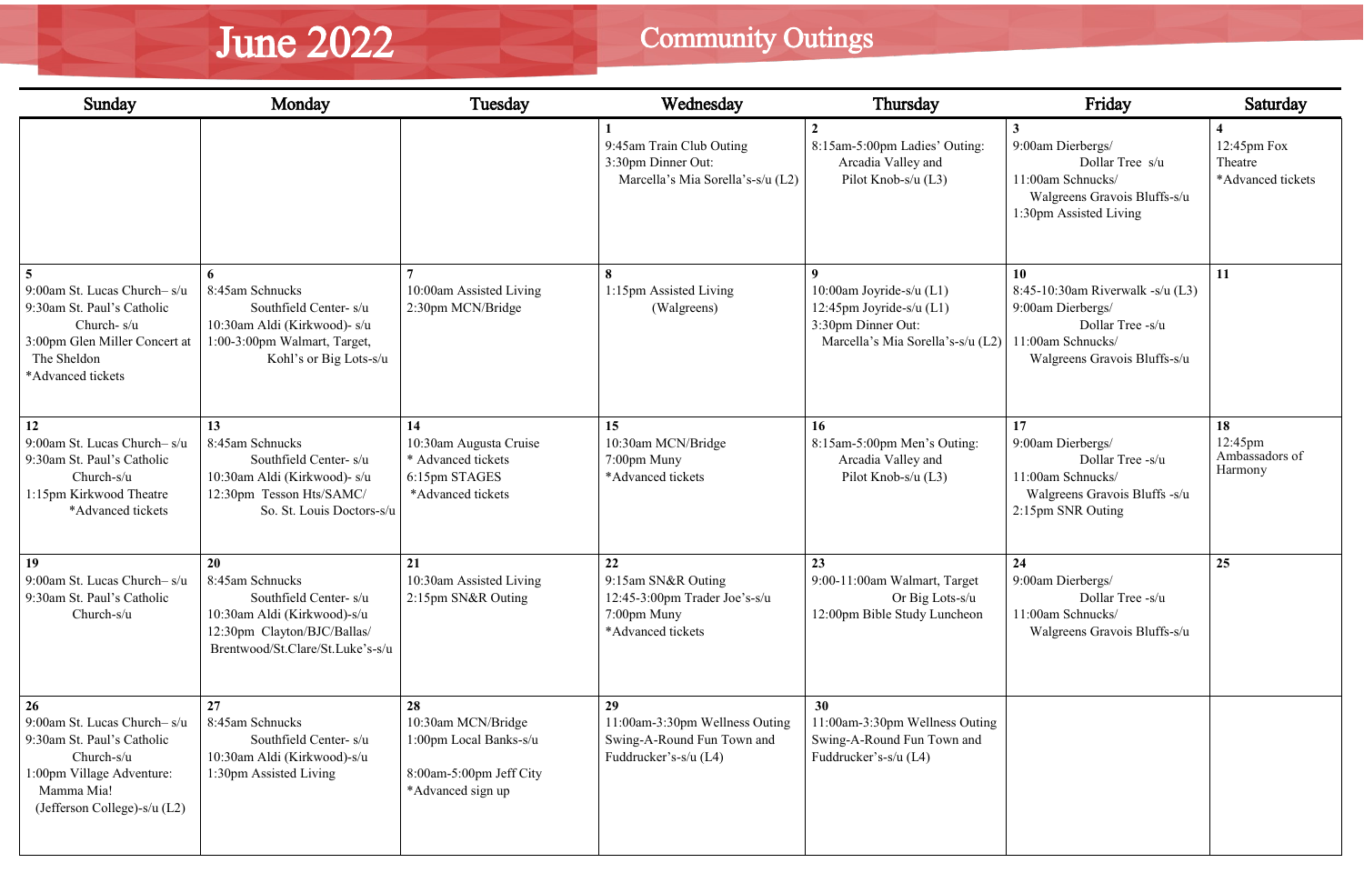# June 2022

## Community Outings

| Sunday | Monday | Tuesday | Wednesday | Thursday | Friday | Saturday |
|---|---|---|---|---|---|---|
| | | | **1**<br>9:45am Train Club Outing<br>3:30pm Dinner Out: Marcella's Mia Sorella's-s/u (L2) | **2**<br>8:15am-5:00pm Ladies' Outing: Arcadia Valley and Pilot Knob-s/u (L3) | **3**<br>9:00am Dierbergs/ Dollar Tree s/u<br>11:00am Schnucks/ Walgreens Gravois Bluffs-s/u<br>1:30pm Assisted Living | **4**<br>12:45pm Fox Theatre<br>*Advanced tickets |
| **5**<br>9:00am St. Lucas Church– s/u<br>9:30am St. Paul's Catholic Church- s/u<br>3:00pm Glen Miller Concert at The Sheldon<br>*Advanced tickets | **6**<br>8:45am Schnucks Southfield Center- s/u<br>10:30am Aldi (Kirkwood)- s/u<br>1:00-3:00pm Walmart, Target, Kohl's or Big Lots-s/u | **7**<br>10:00am Assisted Living<br>2:30pm MCN/Bridge | **8**<br>1:15pm Assisted Living (Walgreens) | **9**<br>10:00am Joyride-s/u (L1)<br>12:45pm Joyride-s/u (L1)<br>3:30pm Dinner Out: Marcella's Mia Sorella's-s/u (L2) | **10**<br>8:45-10:30am Riverwalk -s/u (L3)<br>9:00am Dierbergs/ Dollar Tree -s/u<br>11:00am Schnucks/ Walgreens Gravois Bluffs-s/u | **11** |
| **12**<br>9:00am St. Lucas Church– s/u<br>9:30am St. Paul's Catholic Church-s/u<br>1:15pm Kirkwood Theatre<br>*Advanced tickets | **13**<br>8:45am Schnucks Southfield Center- s/u<br>10:30am Aldi (Kirkwood)- s/u<br>12:30pm Tesson Hts/SAMC/ So. St. Louis Doctors-s/u | **14**<br>10:30am Augusta Cruise<br>* Advanced tickets<br>6:15pm STAGES<br>*Advanced tickets | **15**<br>10:30am MCN/Bridge<br>7:00pm Muny<br>*Advanced tickets | **16**<br>8:15am-5:00pm Men's Outing: Arcadia Valley and Pilot Knob-s/u (L3) | **17**<br>9:00am Dierbergs/ Dollar Tree -s/u<br>11:00am Schnucks/ Walgreens Gravois Bluffs -s/u<br>2:15pm SNR Outing | **18**<br>12:45pm Ambassadors of Harmony |
| **19**<br>9:00am St. Lucas Church– s/u<br>9:30am St. Paul's Catholic Church-s/u | **20**<br>8:45am Schnucks Southfield Center- s/u<br>10:30am Aldi (Kirkwood)-s/u<br>12:30pm Clayton/BJC/Ballas/ Brentwood/St.Clare/St.Luke's-s/u | **21**<br>10:30am Assisted Living<br>2:15pm SN&R Outing | **22**<br>9:15am SN&R Outing<br>12:45-3:00pm Trader Joe's-s/u<br>7:00pm Muny<br>*Advanced tickets | **23**<br>9:00-11:00am Walmart, Target Or Big Lots-s/u<br>12:00pm Bible Study Luncheon | **24**<br>9:00am Dierbergs/ Dollar Tree -s/u<br>11:00am Schnucks/ Walgreens Gravois Bluffs-s/u | **25** |
| **26**<br>9:00am St. Lucas Church– s/u<br>9:30am St. Paul's Catholic Church-s/u<br>1:00pm Village Adventure: Mamma Mia! (Jefferson College)-s/u (L2) | **27**<br>8:45am Schnucks Southfield Center- s/u<br>10:30am Aldi (Kirkwood)-s/u<br>1:30pm Assisted Living | **28**<br>10:30am MCN/Bridge<br>1:00pm Local Banks-s/u<br>8:00am-5:00pm Jeff City<br>*Advanced sign up | **29**<br>11:00am-3:30pm Wellness Outing Swing-A-Round Fun Town and Fuddrucker's-s/u (L4) | **30**<br>11:00am-3:30pm Wellness Outing Swing-A-Round Fun Town and Fuddrucker's-s/u (L4) | | |